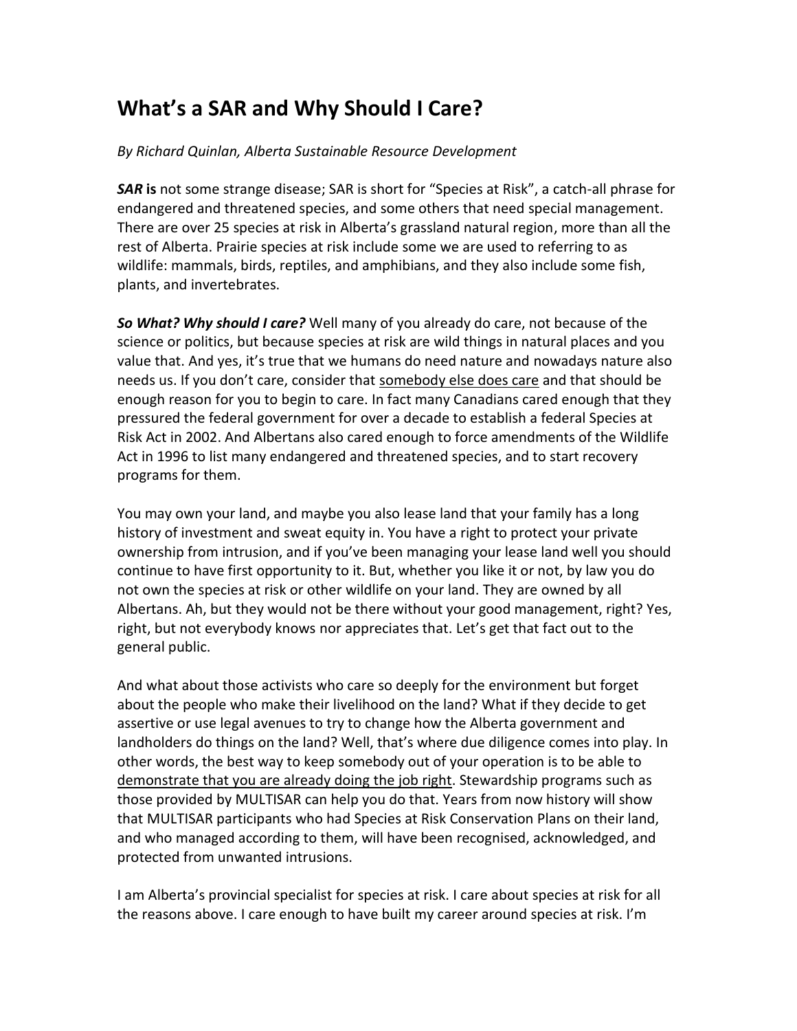# What's a SAR and Why Should I Care?

*By Richard Quinlan, Alberta Sustainable Resource Development*

***SAR* is** not some strange disease; SAR is short for "Species at Risk", a catch-all phrase for endangered and threatened species, and some others that need special management. There are over 25 species at risk in Alberta's grassland natural region, more than all the rest of Alberta. Prairie species at risk include some we are used to referring to as wildlife: mammals, birds, reptiles, and amphibians, and they also include some fish, plants, and invertebrates.

***So What? Why should I care?*** Well many of you already do care, not because of the science or politics, but because species at risk are wild things in natural places and you value that. And yes, it's true that we humans do need nature and nowadays nature also needs us. If you don't care, consider that <u>somebody else does care</u> and that should be enough reason for you to begin to care. In fact many Canadians cared enough that they pressured the federal government for over a decade to establish a federal Species at Risk Act in 2002. And Albertans also cared enough to force amendments of the Wildlife Act in 1996 to list many endangered and threatened species, and to start recovery programs for them.

You may own your land, and maybe you also lease land that your family has a long history of investment and sweat equity in. You have a right to protect your private ownership from intrusion, and if you've been managing your lease land well you should continue to have first opportunity to it. But, whether you like it or not, by law you do not own the species at risk or other wildlife on your land. They are owned by all Albertans. Ah, but they would not be there without your good management, right? Yes, right, but not everybody knows nor appreciates that. Let's get that fact out to the general public.

And what about those activists who care so deeply for the environment but forget about the people who make their livelihood on the land? What if they decide to get assertive or use legal avenues to try to change how the Alberta government and landholders do things on the land? Well, that's where due diligence comes into play. In other words, the best way to keep somebody out of your operation is to be able to <u>demonstrate that you are already doing the job right</u>. Stewardship programs such as those provided by MULTISAR can help you do that. Years from now history will show that MULTISAR participants who had Species at Risk Conservation Plans on their land, and who managed according to them, will have been recognised, acknowledged, and protected from unwanted intrusions.

I am Alberta's provincial specialist for species at risk. I care about species at risk for all the reasons above. I care enough to have built my career around species at risk. I'm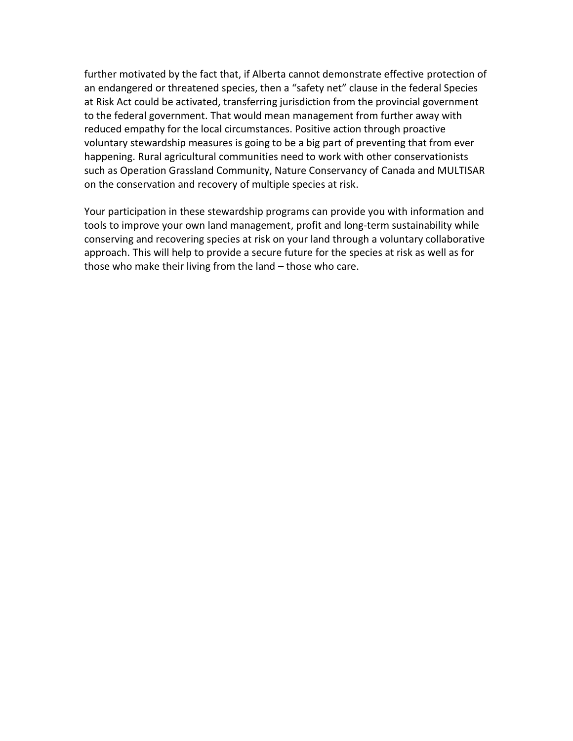further motivated by the fact that, if Alberta cannot demonstrate effective protection of an endangered or threatened species, then a “safety net” clause in the federal Species at Risk Act could be activated, transferring jurisdiction from the provincial government to the federal government. That would mean management from further away with reduced empathy for the local circumstances. Positive action through proactive voluntary stewardship measures is going to be a big part of preventing that from ever happening. Rural agricultural communities need to work with other conservationists such as Operation Grassland Community, Nature Conservancy of Canada and MULTISAR on the conservation and recovery of multiple species at risk.

Your participation in these stewardship programs can provide you with information and tools to improve your own land management, profit and long-term sustainability while conserving and recovering species at risk on your land through a voluntary collaborative approach. This will help to provide a secure future for the species at risk as well as for those who make their living from the land – those who care.